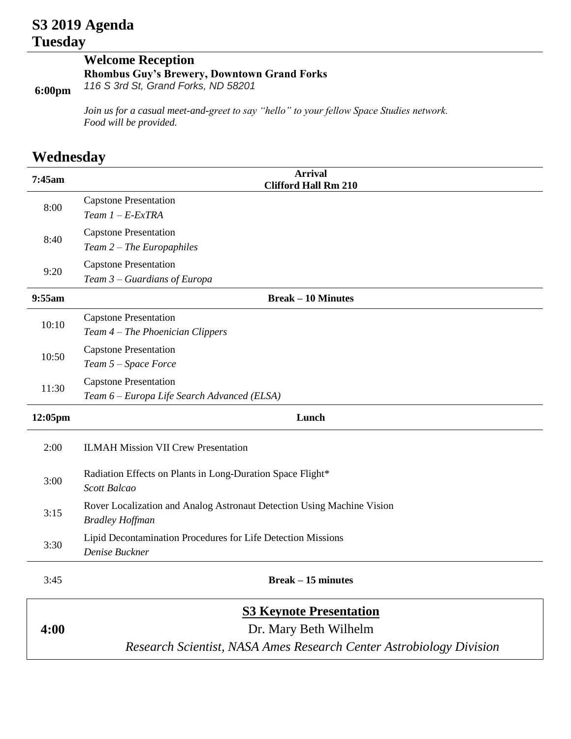# S3 2019 Agenda

## Tuesday

**6:00pm**

### Welcome Reception

**Rhombus Guy's Brewery, Downtown Grand Forks**

*116 S 3rd St, Grand Forks, ND 58201*

*Join us for a casual meet-and-greet to say "hello" to your fellow Space Studies network. Food will be provided.*

## Wednesday

| Time | Event |
|---|---|
| **7:45am** | **Arrival**<br>**Clifford Hall Rm 210** |
| 8:00 | Capstone Presentation<br>*Team 1 – E-ExTRA* |
| 8:40 | Capstone Presentation<br>*Team 2 – The Europaphiles* |
| 9:20 | Capstone Presentation<br>*Team 3 – Guardians of Europa* |
| **9:55am** | **Break – 10 Minutes** |
| 10:10 | Capstone Presentation<br>*Team 4 – The Phoenician Clippers* |
| 10:50 | Capstone Presentation<br>*Team 5 – Space Force* |
| 11:30 | Capstone Presentation<br>*Team 6 – Europa Life Search Advanced (ELSA)* |
| **12:05pm** | **Lunch** |
| 2:00 | ILMAH Mission VII Crew Presentation |
| 3:00 | Radiation Effects on Plants in Long-Duration Space Flight*<br>*Scott Balcao* |
| 3:15 | Rover Localization and Analog Astronaut Detection Using Machine Vision<br>*Bradley Hoffman* |
| 3:30 | Lipid Decontamination Procedures for Life Detection Missions<br>*Denise Buckner* |
| 3:45 | **Break – 15 minutes** |
| **4:00** | **S3 Keynote Presentation**<br>Dr. Mary Beth Wilhelm<br>*Research Scientist, NASA Ames Research Center Astrobiology Division* |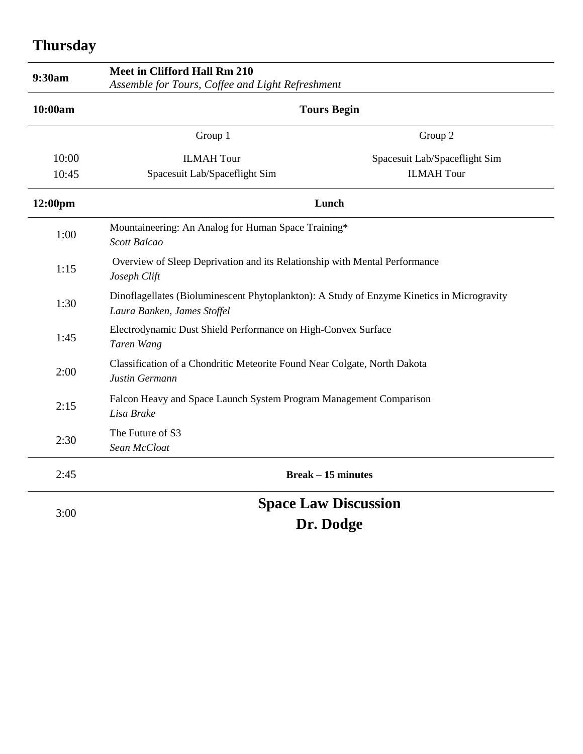# Thursday

| | | |
|---|---|---|
| **9:30am** | **Meet in Clifford Hall Rm 210**<br>*Assemble for Tours, Coffee and Light Refreshment* | |
| **10:00am** | **Tours Begin** | |
| | Group 1 | Group 2 |
| 10:00 | ILMAH Tour | Spacesuit Lab/Spaceflight Sim |
| 10:45 | Spacesuit Lab/Spaceflight Sim | ILMAH Tour |
| **12:00pm** | **Lunch** | |
| 1:00 | Mountaineering: An Analog for Human Space Training*<br>*Scott Balcao* | |
| 1:15 | Overview of Sleep Deprivation and its Relationship with Mental Performance<br>*Joseph Clift* | |
| 1:30 | Dinoflagellates (Bioluminescent Phytoplankton): A Study of Enzyme Kinetics in Microgravity<br>*Laura Banken, James Stoffel* | |
| 1:45 | Electrodynamic Dust Shield Performance on High-Convex Surface<br>*Taren Wang* | |
| 2:00 | Classification of a Chondritic Meteorite Found Near Colgate, North Dakota<br>*Justin Germann* | |
| 2:15 | Falcon Heavy and Space Launch System Program Management Comparison<br>*Lisa Brake* | |
| 2:30 | The Future of S3<br>*Sean McCloat* | |
| 2:45 | **Break – 15 minutes** | |
| 3:00 | **Space Law Discussion**<br>**Dr. Dodge** | |